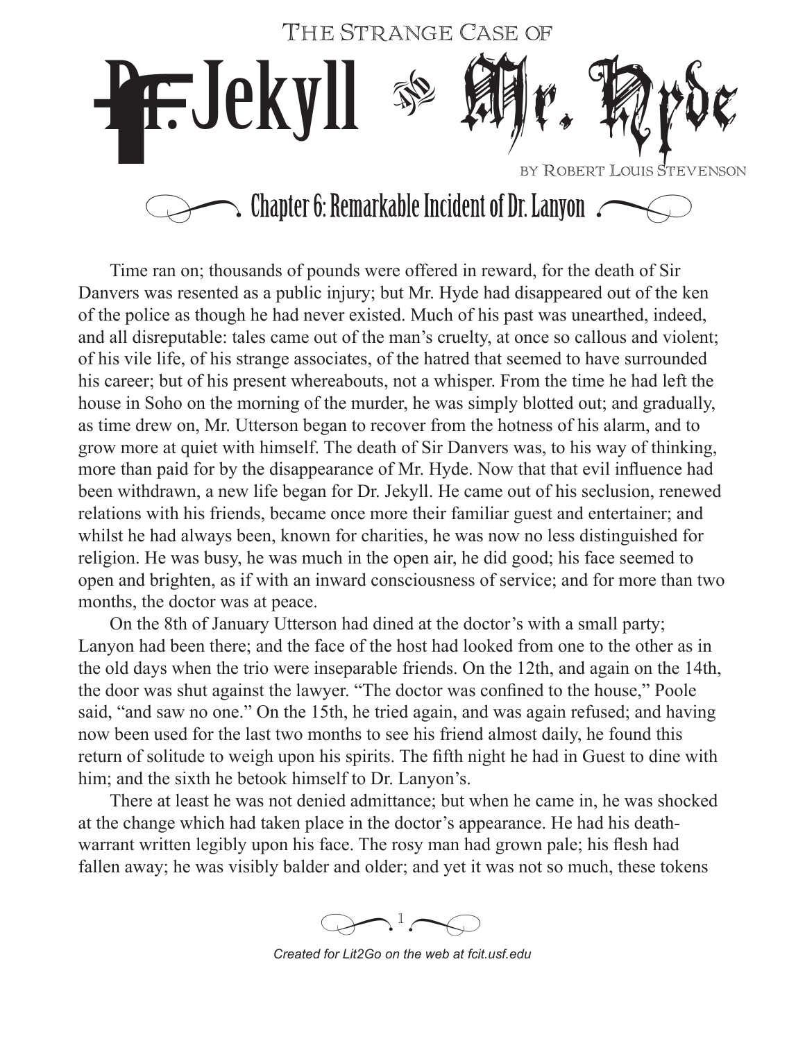# The Strange Case of Dr. Jekyll and Mr. Hyde

by Robert Louis Stevenson

## Chapter 6: Remarkable Incident of Dr. Lanyon

Time ran on; thousands of pounds were offered in reward, for the death of Sir Danvers was resented as a public injury; but Mr. Hyde had disappeared out of the ken of the police as though he had never existed. Much of his past was unearthed, indeed, and all disreputable: tales came out of the man's cruelty, at once so callous and violent; of his vile life, of his strange associates, of the hatred that seemed to have surrounded his career; but of his present whereabouts, not a whisper. From the time he had left the house in Soho on the morning of the murder, he was simply blotted out; and gradually, as time drew on, Mr. Utterson began to recover from the hotness of his alarm, and to grow more at quiet with himself. The death of Sir Danvers was, to his way of thinking, more than paid for by the disappearance of Mr. Hyde. Now that that evil influence had been withdrawn, a new life began for Dr. Jekyll. He came out of his seclusion, renewed relations with his friends, became once more their familiar guest and entertainer; and whilst he had always been, known for charities, he was now no less distinguished for religion. He was busy, he was much in the open air, he did good; his face seemed to open and brighten, as if with an inward consciousness of service; and for more than two months, the doctor was at peace.

On the 8th of January Utterson had dined at the doctor's with a small party; Lanyon had been there; and the face of the host had looked from one to the other as in the old days when the trio were inseparable friends. On the 12th, and again on the 14th, the door was shut against the lawyer. "The doctor was confined to the house," Poole said, "and saw no one." On the 15th, he tried again, and was again refused; and having now been used for the last two months to see his friend almost daily, he found this return of solitude to weigh upon his spirits. The fifth night he had in Guest to dine with him; and the sixth he betook himself to Dr. Lanyon's.

There at least he was not denied admittance; but when he came in, he was shocked at the change which had taken place in the doctor's appearance. He had his death-warrant written legibly upon his face. The rosy man had grown pale; his flesh had fallen away; he was visibly balder and older; and yet it was not so much, these tokens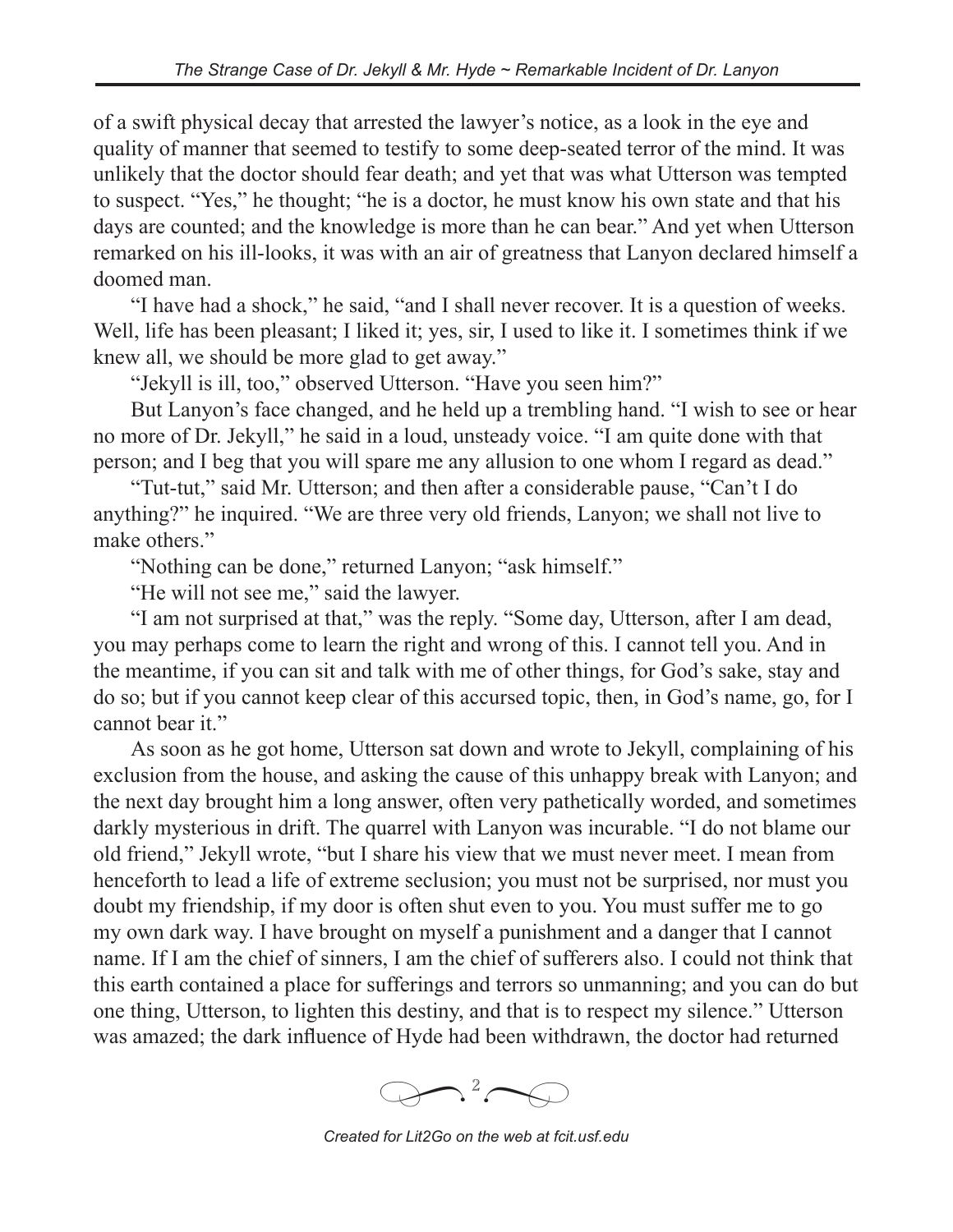of a swift physical decay that arrested the lawyer's notice, as a look in the eye and quality of manner that seemed to testify to some deep-seated terror of the mind. It was unlikely that the doctor should fear death; and yet that was what Utterson was tempted to suspect. "Yes," he thought; "he is a doctor, he must know his own state and that his days are counted; and the knowledge is more than he can bear." And yet when Utterson remarked on his ill-looks, it was with an air of greatness that Lanyon declared himself a doomed man.

"I have had a shock," he said, "and I shall never recover. It is a question of weeks. Well, life has been pleasant; I liked it; yes, sir, I used to like it. I sometimes think if we knew all, we should be more glad to get away."

"Jekyll is ill, too," observed Utterson. "Have you seen him?"

But Lanyon's face changed, and he held up a trembling hand. "I wish to see or hear no more of Dr. Jekyll," he said in a loud, unsteady voice. "I am quite done with that person; and I beg that you will spare me any allusion to one whom I regard as dead."

"Tut-tut," said Mr. Utterson; and then after a considerable pause, "Can't I do anything?" he inquired. "We are three very old friends, Lanyon; we shall not live to make others."

"Nothing can be done," returned Lanyon; "ask himself."

"He will not see me," said the lawyer.

"I am not surprised at that," was the reply. "Some day, Utterson, after I am dead, you may perhaps come to learn the right and wrong of this. I cannot tell you. And in the meantime, if you can sit and talk with me of other things, for God's sake, stay and do so; but if you cannot keep clear of this accursed topic, then, in God's name, go, for I cannot bear it."

As soon as he got home, Utterson sat down and wrote to Jekyll, complaining of his exclusion from the house, and asking the cause of this unhappy break with Lanyon; and the next day brought him a long answer, often very pathetically worded, and sometimes darkly mysterious in drift. The quarrel with Lanyon was incurable. "I do not blame our old friend," Jekyll wrote, "but I share his view that we must never meet. I mean from henceforth to lead a life of extreme seclusion; you must not be surprised, nor must you doubt my friendship, if my door is often shut even to you. You must suffer me to go my own dark way. I have brought on myself a punishment and a danger that I cannot name. If I am the chief of sinners, I am the chief of sufferers also. I could not think that this earth contained a place for sufferings and terrors so unmanning; and you can do but one thing, Utterson, to lighten this destiny, and that is to respect my silence." Utterson was amazed; the dark influence of Hyde had been withdrawn, the doctor had returned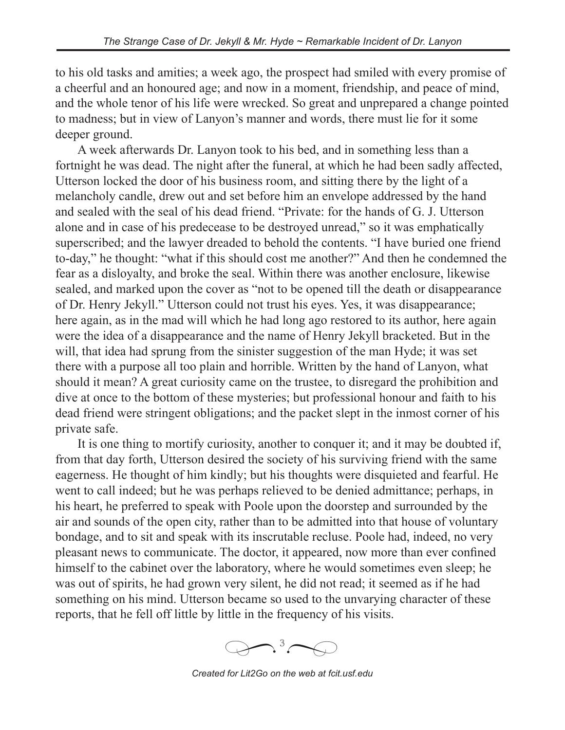to his old tasks and amities; a week ago, the prospect had smiled with every promise of a cheerful and an honoured age; and now in a moment, friendship, and peace of mind, and the whole tenor of his life were wrecked. So great and unprepared a change pointed to madness; but in view of Lanyon's manner and words, there must lie for it some deeper ground.

A week afterwards Dr. Lanyon took to his bed, and in something less than a fortnight he was dead. The night after the funeral, at which he had been sadly affected, Utterson locked the door of his business room, and sitting there by the light of a melancholy candle, drew out and set before him an envelope addressed by the hand and sealed with the seal of his dead friend. "Private: for the hands of G. J. Utterson alone and in case of his predecease to be destroyed unread," so it was emphatically superscribed; and the lawyer dreaded to behold the contents. "I have buried one friend to-day," he thought: "what if this should cost me another?" And then he condemned the fear as a disloyalty, and broke the seal. Within there was another enclosure, likewise sealed, and marked upon the cover as "not to be opened till the death or disappearance of Dr. Henry Jekyll." Utterson could not trust his eyes. Yes, it was disappearance; here again, as in the mad will which he had long ago restored to its author, here again were the idea of a disappearance and the name of Henry Jekyll bracketed. But in the will, that idea had sprung from the sinister suggestion of the man Hyde; it was set there with a purpose all too plain and horrible. Written by the hand of Lanyon, what should it mean? A great curiosity came on the trustee, to disregard the prohibition and dive at once to the bottom of these mysteries; but professional honour and faith to his dead friend were stringent obligations; and the packet slept in the inmost corner of his private safe.

It is one thing to mortify curiosity, another to conquer it; and it may be doubted if, from that day forth, Utterson desired the society of his surviving friend with the same eagerness. He thought of him kindly; but his thoughts were disquieted and fearful. He went to call indeed; but he was perhaps relieved to be denied admittance; perhaps, in his heart, he preferred to speak with Poole upon the doorstep and surrounded by the air and sounds of the open city, rather than to be admitted into that house of voluntary bondage, and to sit and speak with its inscrutable recluse. Poole had, indeed, no very pleasant news to communicate. The doctor, it appeared, now more than ever confined himself to the cabinet over the laboratory, where he would sometimes even sleep; he was out of spirits, he had grown very silent, he did not read; it seemed as if he had something on his mind. Utterson became so used to the unvarying character of these reports, that he fell off little by little in the frequency of his visits.